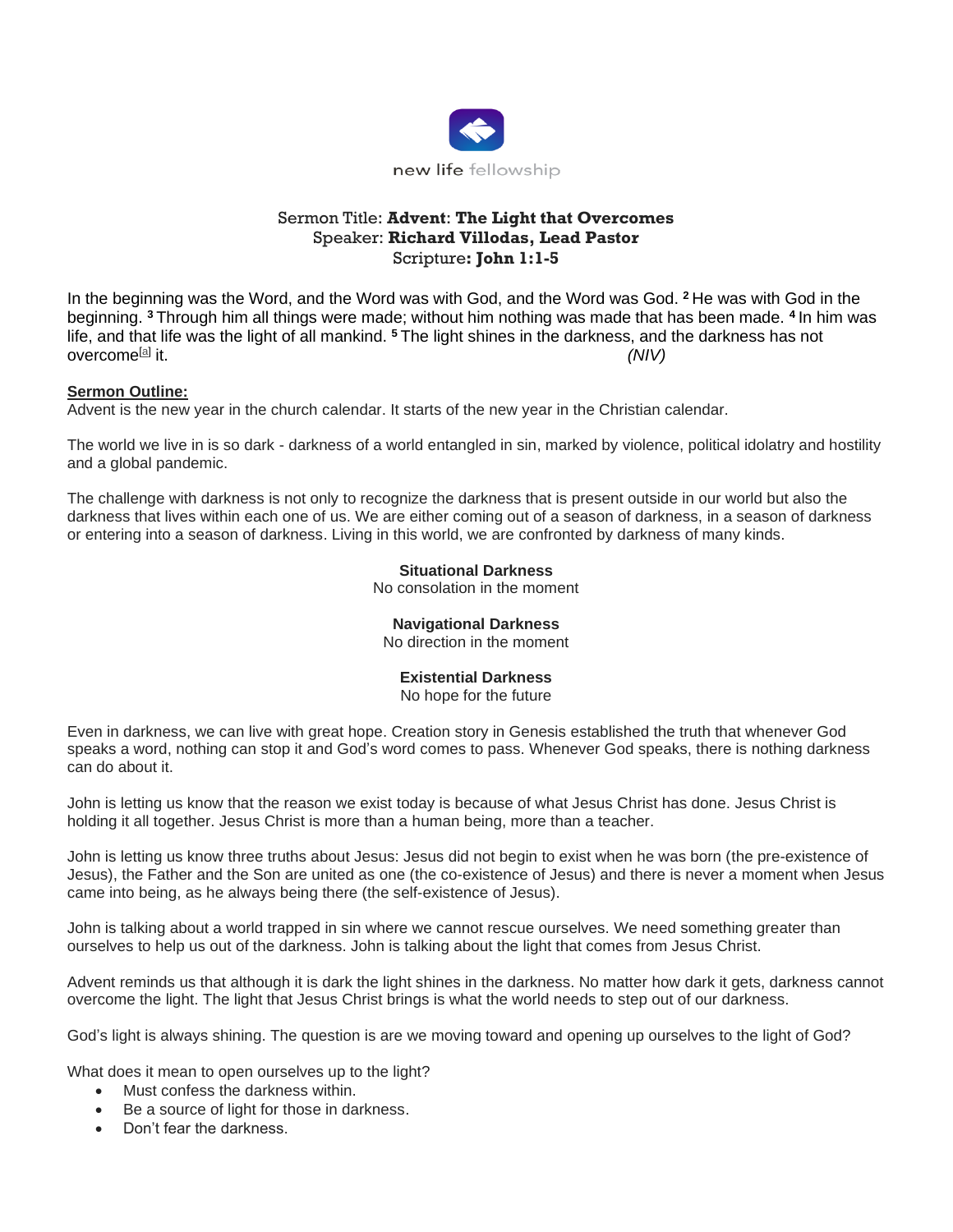new life fellowship

Sermon Title: **Advent: The Light that Overcomes**
Speaker: **Richard Villodas, Lead Pastor**
Scripture**: John 1:1-5**

In the beginning was the Word, and the Word was with God, and the Word was God. [2] He was with God in the beginning. [3] Through him all things were made; without him nothing was made that has been made. [4] In him was life, and that life was the light of all mankind. [5] The light shines in the darkness, and the darkness has not overcome[a] it. *(NIV)*

**Sermon Outline:**

Advent is the new year in the church calendar. It starts of the new year in the Christian calendar.

The world we live in is so dark - darkness of a world entangled in sin, marked by violence, political idolatry and hostility and a global pandemic.

The challenge with darkness is not only to recognize the darkness that is present outside in our world but also the darkness that lives within each one of us. We are either coming out of a season of darkness, in a season of darkness or entering into a season of darkness. Living in this world, we are confronted by darkness of many kinds.

**Situational Darkness**
No consolation in the moment

**Navigational Darkness**
No direction in the moment

**Existential Darkness**
No hope for the future

Even in darkness, we can live with great hope. Creation story in Genesis established the truth that whenever God speaks a word, nothing can stop it and God's word comes to pass. Whenever God speaks, there is nothing darkness can do about it.

John is letting us know that the reason we exist today is because of what Jesus Christ has done. Jesus Christ is holding it all together. Jesus Christ is more than a human being, more than a teacher.

John is letting us know three truths about Jesus: Jesus did not begin to exist when he was born (the pre-existence of Jesus), the Father and the Son are united as one (the co-existence of Jesus) and there is never a moment when Jesus came into being, as he always being there (the self-existence of Jesus).

John is talking about a world trapped in sin where we cannot rescue ourselves. We need something greater than ourselves to help us out of the darkness. John is talking about the light that comes from Jesus Christ.

Advent reminds us that although it is dark the light shines in the darkness. No matter how dark it gets, darkness cannot overcome the light. The light that Jesus Christ brings is what the world needs to step out of our darkness.

God's light is always shining. The question is are we moving toward and opening up ourselves to the light of God?

What does it mean to open ourselves up to the light?

- Must confess the darkness within.
- Be a source of light for those in darkness.
- Don't fear the darkness.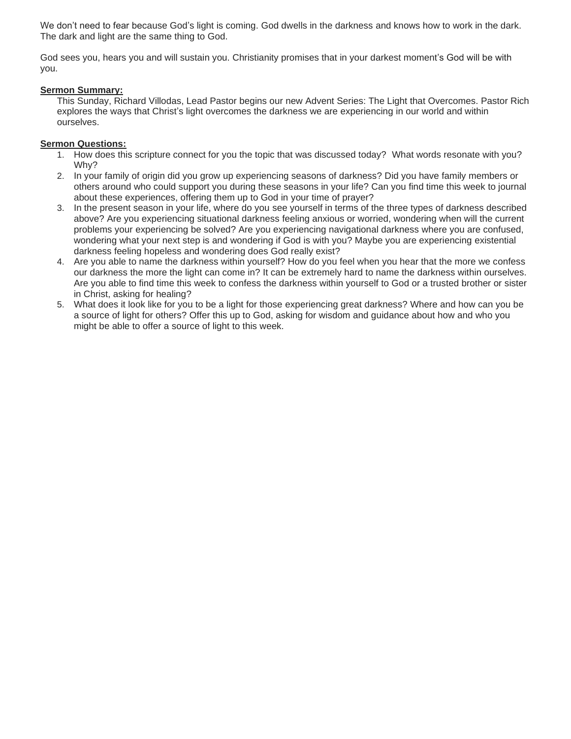We don't need to fear because God's light is coming. God dwells in the darkness and knows how to work in the dark. The dark and light are the same thing to God.

God sees you, hears you and will sustain you. Christianity promises that in your darkest moment's God will be with you.

**Sermon Summary:**

This Sunday, Richard Villodas, Lead Pastor begins our new Advent Series: The Light that Overcomes. Pastor Rich explores the ways that Christ's light overcomes the darkness we are experiencing in our world and within ourselves.

**Sermon Questions:**

1. How does this scripture connect for you the topic that was discussed today? What words resonate with you? Why?
2. In your family of origin did you grow up experiencing seasons of darkness? Did you have family members or others around who could support you during these seasons in your life? Can you find time this week to journal about these experiences, offering them up to God in your time of prayer?
3. In the present season in your life, where do you see yourself in terms of the three types of darkness described above? Are you experiencing situational darkness feeling anxious or worried, wondering when will the current problems your experiencing be solved? Are you experiencing navigational darkness where you are confused, wondering what your next step is and wondering if God is with you? Maybe you are experiencing existential darkness feeling hopeless and wondering does God really exist?
4. Are you able to name the darkness within yourself? How do you feel when you hear that the more we confess our darkness the more the light can come in? It can be extremely hard to name the darkness within ourselves. Are you able to find time this week to confess the darkness within yourself to God or a trusted brother or sister in Christ, asking for healing?
5. What does it look like for you to be a light for those experiencing great darkness? Where and how can you be a source of light for others? Offer this up to God, asking for wisdom and guidance about how and who you might be able to offer a source of light to this week.